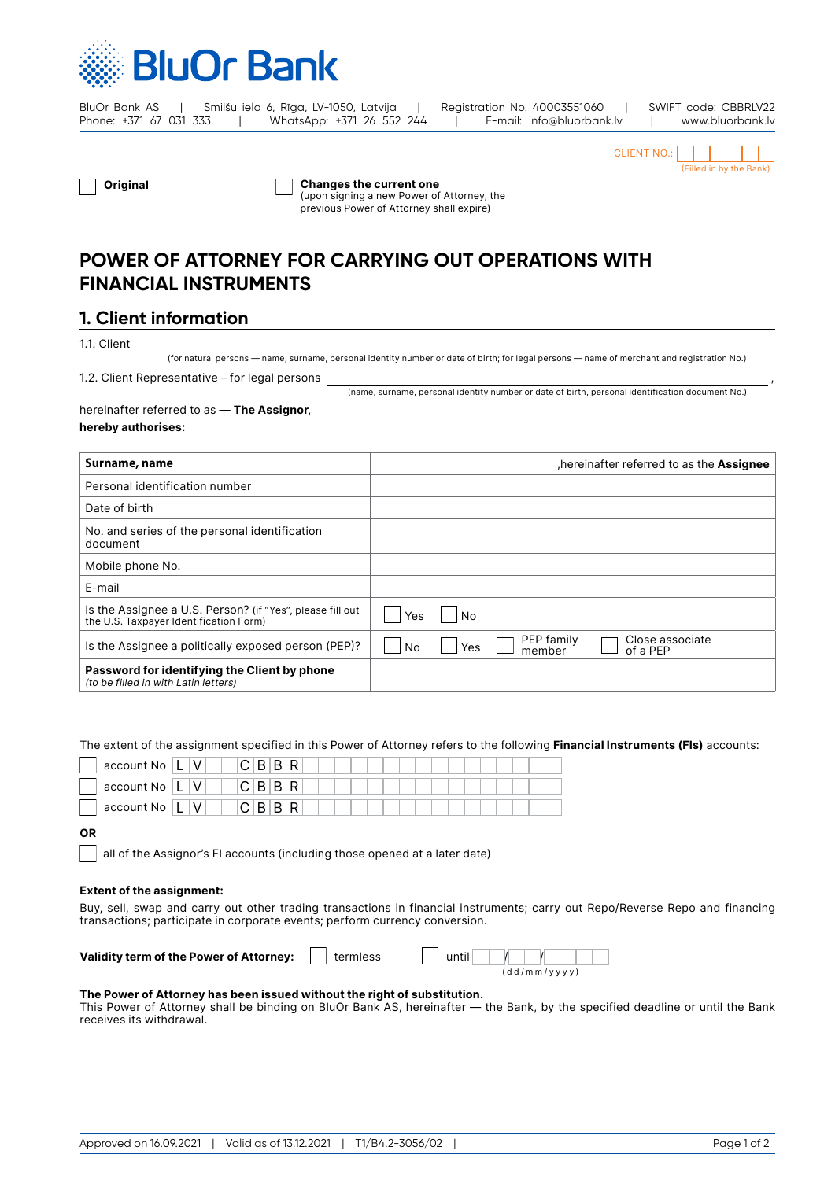# BluOr Bank

BluOr Bank AS | Smilšu iela 6, Rīga, LV-1050, Latvija | Registration No. 40003551060 | SWIFT code: CBBRLV22
Phone: +371 67 031 333 | WhatsApp: +371 26 552 244 | E-mail: info@bluorbank.lv | www.bluorbank.lv

CLIENT NO.: ☐☐☐☐☐☐
(Filled in by the Bank)

☐ **Original**

☐ **Changes the current one**
(upon signing a new Power of Attorney, the previous Power of Attorney shall expire)

# POWER OF ATTORNEY FOR CARRYING OUT OPERATIONS WITH FINANCIAL INSTRUMENTS

## 1. Client information

1.1. Client \_\_\_\_\_\_\_\_\_\_\_\_\_\_\_\_\_\_\_\_\_\_\_\_\_\_\_\_\_\_\_\_\_\_\_\_\_\_\_\_\_\_\_\_
(for natural persons — name, surname, personal identity number or date of birth; for legal persons — name of merchant and registration No.)

1.2. Client Representative – for legal persons \_\_\_\_\_\_\_\_\_\_\_\_\_\_\_\_\_\_\_\_\_\_\_\_\_\_\_\_\_\_,
(name, surname, personal identity number or date of birth, personal identification document No.)

hereinafter referred to as — **The Assignor**,
**hereby authorises:**

| **Surname, name** | ,hereinafter referred to as the **Assignee** |
|---|---|
| Personal identification number | |
| Date of birth | |
| No. and series of the personal identification document | |
| Mobile phone No. | |
| E-mail | |
| Is the Assignee a U.S. Person? (if "Yes", please fill out the U.S. Taxpayer Identification Form) | ☐ Yes ☐ No |
| Is the Assignee a politically exposed person (PEP)? | ☐ No ☐ Yes ☐ PEP family member ☐ Close associate of a PEP |
| **Password for identifying the Client by phone** *(to be filled in with Latin letters)* | |

The extent of the assignment specified in this Power of Attorney refers to the following **Financial Instruments (FIs)** accounts:

☐ account No L V \_ \_ C B B R \_ \_ \_ \_ \_ \_ \_ \_ \_ \_ \_ \_ \_ \_ \_ \_ \_
☐ account No L V \_ \_ C B B R \_ \_ \_ \_ \_ \_ \_ \_ \_ \_ \_ \_ \_ \_ \_ \_ \_
☐ account No L V \_ \_ C B B R \_ \_ \_ \_ \_ \_ \_ \_ \_ \_ \_ \_ \_ \_ \_ \_ \_

**OR**

☐ all of the Assignor's FI accounts (including those opened at a later date)

**Extent of the assignment:**

Buy, sell, swap and carry out other trading transactions in financial instruments; carry out Repo/Reverse Repo and financing transactions; participate in corporate events; perform currency conversion.

**Validity term of the Power of Attorney:** ☐ termless ☐ until \_\_/\_\_/\_\_\_\_ (dd/mm/yyyy)

**The Power of Attorney has been issued without the right of substitution.**
This Power of Attorney shall be binding on BluOr Bank AS, hereinafter — the Bank, by the specified deadline or until the Bank receives its withdrawal.

Approved on 16.09.2021 | Valid as of 13.12.2021 | T1/B4.2-3056/02 |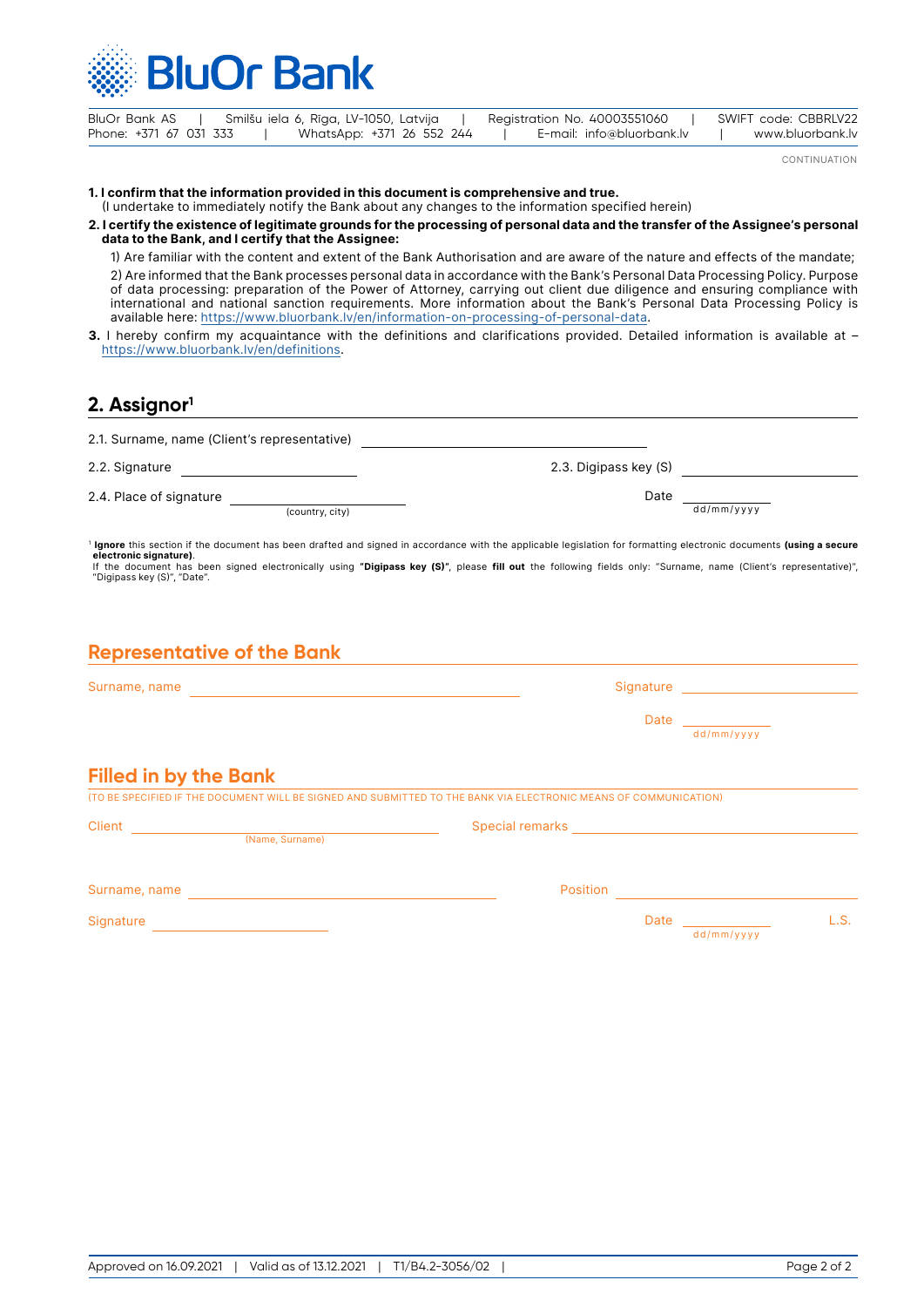CONTINUATION

**1. I confirm that the information provided in this document is comprehensive and true.**
(I undertake to immediately notify the Bank about any changes to the information specified herein)

**2. I certify the existence of legitimate grounds for the processing of personal data and the transfer of the Assignee's personal data to the Bank, and I certify that the Assignee:**

1) Are familiar with the content and extent of the Bank Authorisation and are aware of the nature and effects of the mandate;

2) Are informed that the Bank processes personal data in accordance with the Bank's Personal Data Processing Policy. Purpose of data processing: preparation of the Power of Attorney, carrying out client due diligence and ensuring compliance with international and national sanction requirements. More information about the Bank's Personal Data Processing Policy is available here: https://www.bluorbank.lv/en/information-on-processing-of-personal-data.

**3.** I hereby confirm my acquaintance with the definitions and clarifications provided. Detailed information is available at – https://www.bluorbank.lv/en/definitions.

## 2. Assignor[1]

2.1. Surname, name (Client's representative) ______________________

2.2. Signature ______________________ 2.3. Digipass key (S) ______________________

2.4. Place of signature ______________________ (country, city) Date ____________ dd/mm/yyyy

[1] **Ignore** this section if the document has been drafted and signed in accordance with the applicable legislation for formatting electronic documents **(using a secure electronic signature)**.
If the document has been signed electronically using **"Digipass key (S)"**, please **fill out** the following fields only: "Surname, name (Client's representative)", "Digipass key (S)", "Date".

## Representative of the Bank

Surname, name ______________________ Signature ______________________

Date ____________ dd/mm/yyyy

## Filled in by the Bank

(TO BE SPECIFIED IF THE DOCUMENT WILL BE SIGNED AND SUBMITTED TO THE BANK VIA ELECTRONIC MEANS OF COMMUNICATION)

Client ______________________ (Name, Surname) Special remarks ______________________

Surname, name ______________________ Position ______________________

Signature ______________________ Date ____________ dd/mm/yyyy L.S.

Approved on 16.09.2021 | Valid as of 13.12.2021 | T1/B4.2-3056/02 |